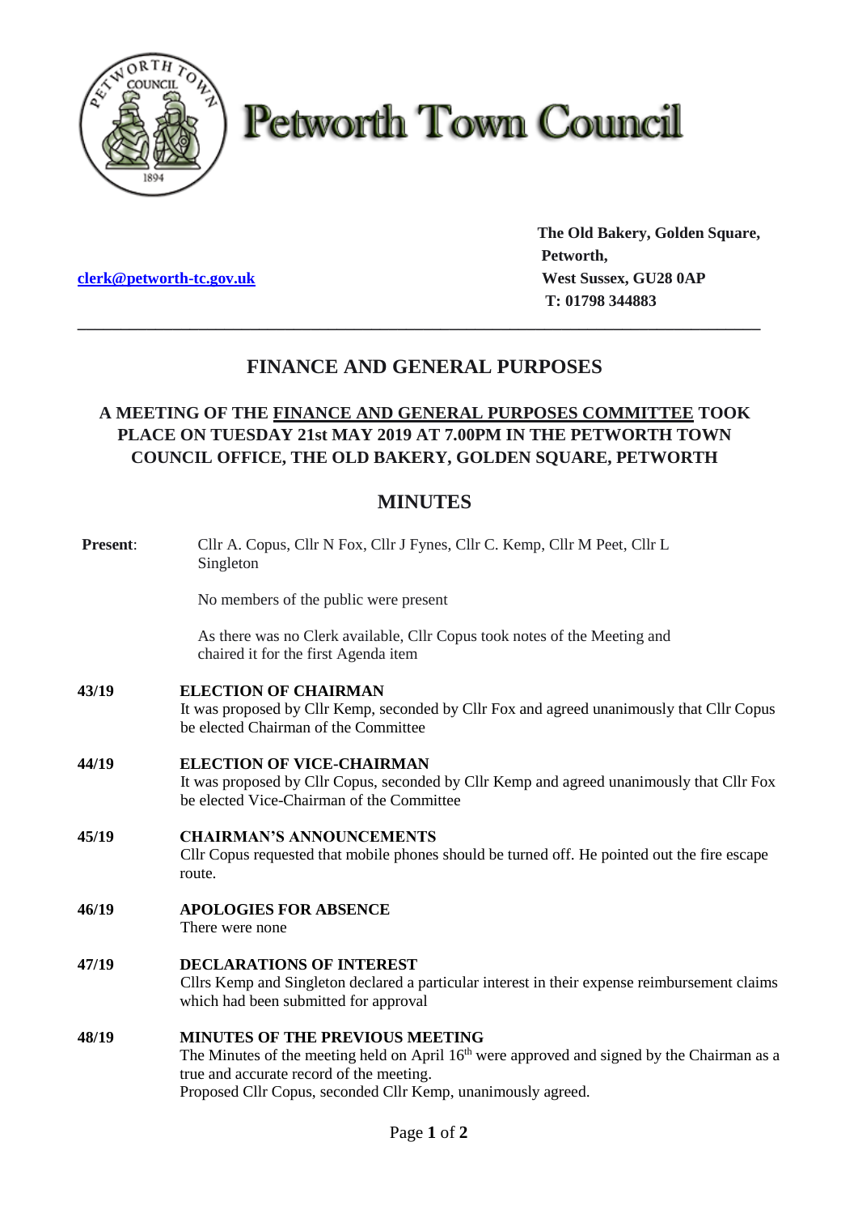# Petworth Town Council

[clerk@petworth-tc.gov.uk](mailto:clerk@petworth-tc.gov.uk)

**The Old Bakery, Golden Square,**
**Petworth,**
**West Sussex, GU28 0AP**
**T: 01798 344883**

---

## FINANCE AND GENERAL PURPOSES

### A MEETING OF THE FINANCE AND GENERAL PURPOSES COMMITTEE TOOK PLACE ON TUESDAY 21st MAY 2019 AT 7.00PM IN THE PETWORTH TOWN COUNCIL OFFICE, THE OLD BAKERY, GOLDEN SQUARE, PETWORTH

## MINUTES

**Present**: Cllr A. Copus, Cllr N Fox, Cllr J Fynes, Cllr C. Kemp, Cllr M Peet, Cllr L Singleton

No members of the public were present

As there was no Clerk available, Cllr Copus took notes of the Meeting and chaired it for the first Agenda item

**43/19 ELECTION OF CHAIRMAN**
It was proposed by Cllr Kemp, seconded by Cllr Fox and agreed unanimously that Cllr Copus be elected Chairman of the Committee

**44/19 ELECTION OF VICE-CHAIRMAN**
It was proposed by Cllr Copus, seconded by Cllr Kemp and agreed unanimously that Cllr Fox be elected Vice-Chairman of the Committee

**45/19 CHAIRMAN'S ANNOUNCEMENTS**
Cllr Copus requested that mobile phones should be turned off. He pointed out the fire escape route.

**46/19 APOLOGIES FOR ABSENCE**
There were none

**47/19 DECLARATIONS OF INTEREST**
Cllrs Kemp and Singleton declared a particular interest in their expense reimbursement claims which had been submitted for approval

**48/19 MINUTES OF THE PREVIOUS MEETING**
The Minutes of the meeting held on April 16th were approved and signed by the Chairman as a true and accurate record of the meeting.
Proposed Cllr Copus, seconded Cllr Kemp, unanimously agreed.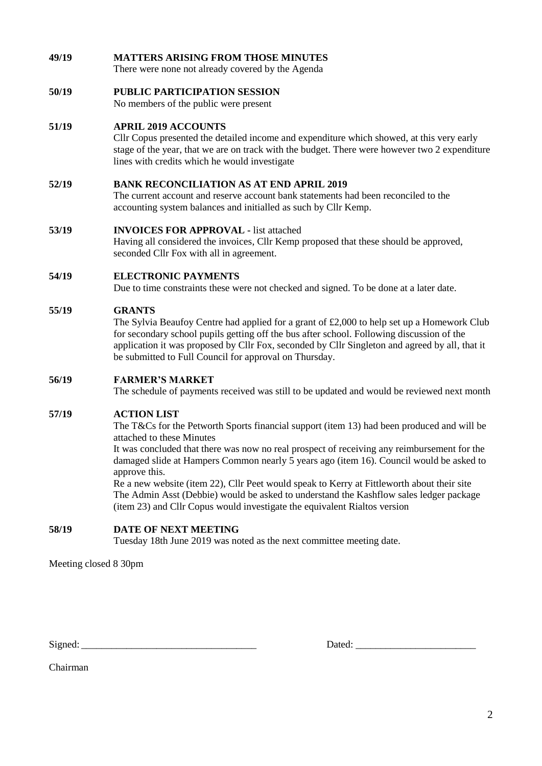**49/19** **MATTERS ARISING FROM THOSE MINUTES**
There were none not already covered by the Agenda

**50/19** **PUBLIC PARTICIPATION SESSION**
No members of the public were present

**51/19** **APRIL 2019 ACCOUNTS**
Cllr Copus presented the detailed income and expenditure which showed, at this very early stage of the year, that we are on track with the budget. There were however two 2 expenditure lines with credits which he would investigate

**52/19** **BANK RECONCILIATION AS AT END APRIL 2019**
The current account and reserve account bank statements had been reconciled to the accounting system balances and initialled as such by Cllr Kemp.

**53/19** **INVOICES FOR APPROVAL** - list attached
Having all considered the invoices, Cllr Kemp proposed that these should be approved, seconded Cllr Fox with all in agreement.

**54/19** **ELECTRONIC PAYMENTS**
Due to time constraints these were not checked and signed. To be done at a later date.

**55/19** **GRANTS**
The Sylvia Beaufoy Centre had applied for a grant of £2,000 to help set up a Homework Club for secondary school pupils getting off the bus after school. Following discussion of the application it was proposed by Cllr Fox, seconded by Cllr Singleton and agreed by all, that it be submitted to Full Council for approval on Thursday.

**56/19** **FARMER'S MARKET**
The schedule of payments received was still to be updated and would be reviewed next month

**57/19** **ACTION LIST**
The T&Cs for the Petworth Sports financial support (item 13) had been produced and will be attached to these Minutes
It was concluded that there was now no real prospect of receiving any reimbursement for the damaged slide at Hampers Common nearly 5 years ago (item 16). Council would be asked to approve this.
Re a new website (item 22), Cllr Peet would speak to Kerry at Fittleworth about their site
The Admin Asst (Debbie) would be asked to understand the Kashflow sales ledger package (item 23) and Cllr Copus would investigate the equivalent Rialtos version

**58/19** **DATE OF NEXT MEETING**
Tuesday 18th June 2019 was noted as the next committee meeting date.

Meeting closed 8 30pm

Signed: ___________________________________ Dated: ________________________

Chairman